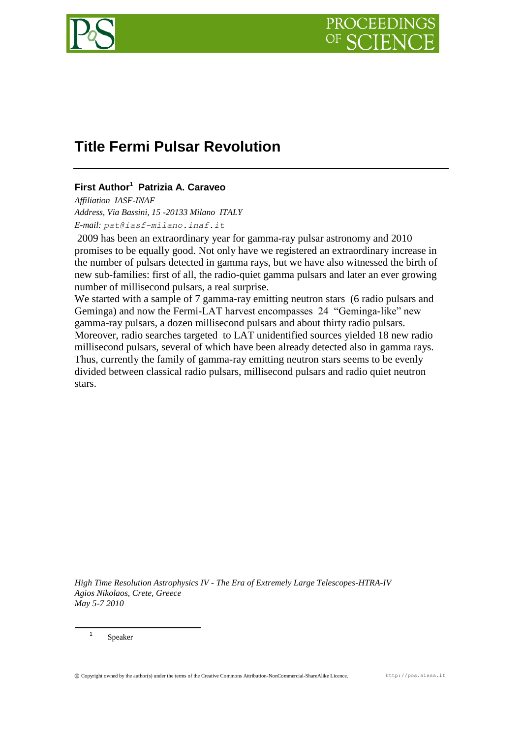# Title Fermi Pulsar Revolution

**First Author[1] Patrizia A. Caraveo**

*Affiliation IASF-INAF*

*Address, Via Bassini, 15 -20133 Milano ITALY*

*E-mail:* pat@iasf-milano.inaf.it

2009 has been an extraordinary year for gamma-ray pulsar astronomy and 2010 promises to be equally good. Not only have we registered an extraordinary increase in the number of pulsars detected in gamma rays, but we have also witnessed the birth of new sub-families: first of all, the radio-quiet gamma pulsars and later an ever growing number of millisecond pulsars, a real surprise.

We started with a sample of 7 gamma-ray emitting neutron stars (6 radio pulsars and Geminga) and now the Fermi-LAT harvest encompasses 24 "Geminga-like" new gamma-ray pulsars, a dozen millisecond pulsars and about thirty radio pulsars. Moreover, radio searches targeted to LAT unidentified sources yielded 18 new radio millisecond pulsars, several of which have been already detected also in gamma rays. Thus, currently the family of gamma-ray emitting neutron stars seems to be evenly divided between classical radio pulsars, millisecond pulsars and radio quiet neutron stars.

*High Time Resolution Astrophysics IV - The Era of Extremely Large Telescopes-HTRA-IV*
*Agios Nikolaos, Crete, Greece*
*May 5-7 2010*

[1] Speaker

© Copyright owned by the author(s) under the terms of the Creative Commons Attribution-NonCommercial-ShareAlike Licence. http://pos.sissa.it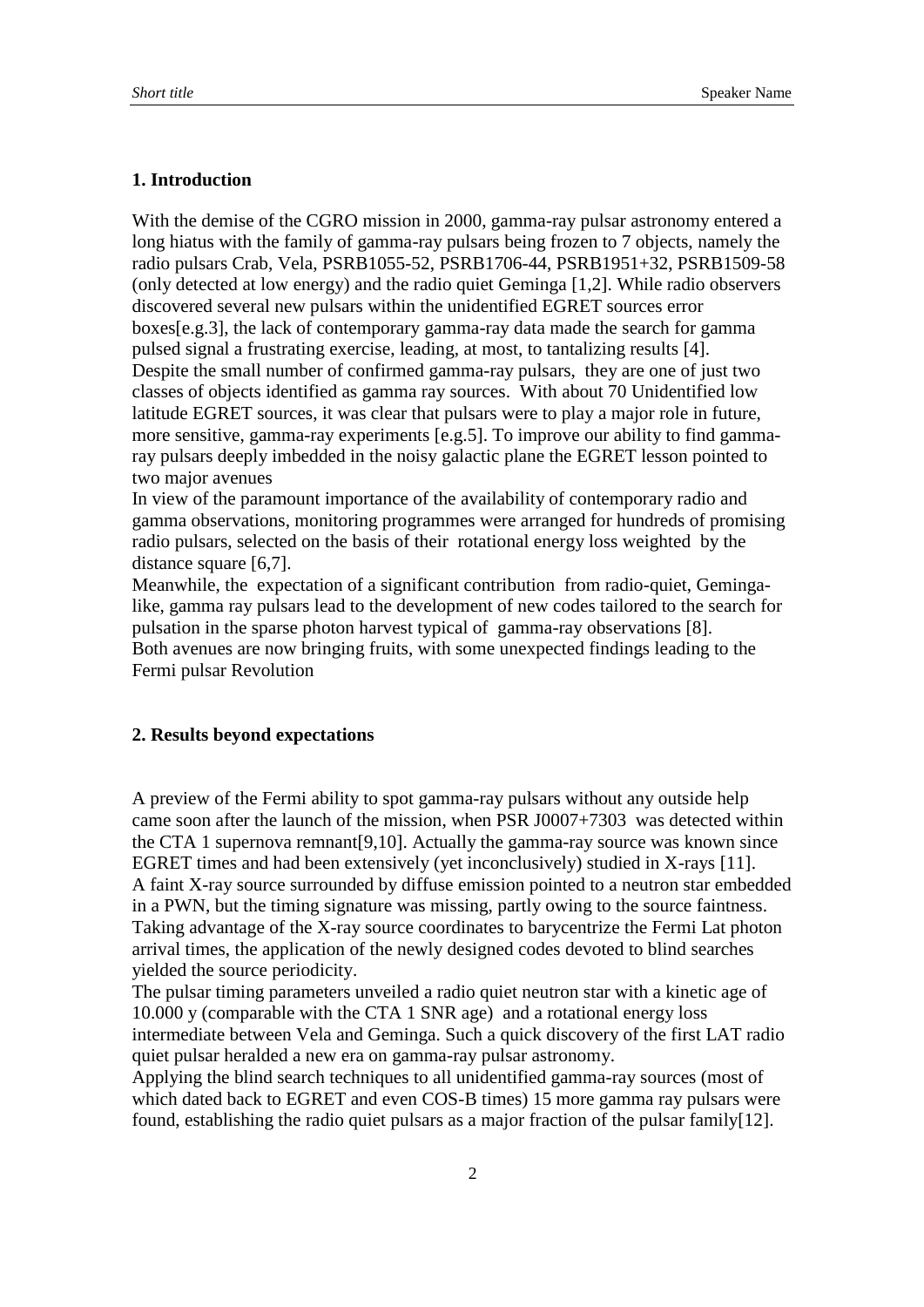## 1. Introduction

With the demise of the CGRO mission in 2000, gamma-ray pulsar astronomy entered a long hiatus with the family of gamma-ray pulsars being frozen to 7 objects, namely the radio pulsars Crab, Vela, PSRB1055-52, PSRB1706-44, PSRB1951+32, PSRB1509-58 (only detected at low energy) and the radio quiet Geminga [1,2]. While radio observers discovered several new pulsars within the unidentified EGRET sources error boxes[e.g.3], the lack of contemporary gamma-ray data made the search for gamma pulsed signal a frustrating exercise, leading, at most, to tantalizing results [4]. Despite the small number of confirmed gamma-ray pulsars, they are one of just two classes of objects identified as gamma ray sources. With about 70 Unidentified low latitude EGRET sources, it was clear that pulsars were to play a major role in future, more sensitive, gamma-ray experiments [e.g.5]. To improve our ability to find gamma-ray pulsars deeply imbedded in the noisy galactic plane the EGRET lesson pointed to two major avenues

In view of the paramount importance of the availability of contemporary radio and gamma observations, monitoring programmes were arranged for hundreds of promising radio pulsars, selected on the basis of their rotational energy loss weighted by the distance square [6,7].

Meanwhile, the expectation of a significant contribution from radio-quiet, Geminga-like, gamma ray pulsars lead to the development of new codes tailored to the search for pulsation in the sparse photon harvest typical of gamma-ray observations [8].

Both avenues are now bringing fruits, with some unexpected findings leading to the Fermi pulsar Revolution

## 2. Results beyond expectations

A preview of the Fermi ability to spot gamma-ray pulsars without any outside help came soon after the launch of the mission, when PSR J0007+7303 was detected within the CTA 1 supernova remnant[9,10]. Actually the gamma-ray source was known since EGRET times and had been extensively (yet inconclusively) studied in X-rays [11]. A faint X-ray source surrounded by diffuse emission pointed to a neutron star embedded in a PWN, but the timing signature was missing, partly owing to the source faintness. Taking advantage of the X-ray source coordinates to barycentrize the Fermi Lat photon arrival times, the application of the newly designed codes devoted to blind searches yielded the source periodicity.

The pulsar timing parameters unveiled a radio quiet neutron star with a kinetic age of 10.000 y (comparable with the CTA 1 SNR age) and a rotational energy loss intermediate between Vela and Geminga. Such a quick discovery of the first LAT radio quiet pulsar heralded a new era on gamma-ray pulsar astronomy.

Applying the blind search techniques to all unidentified gamma-ray sources (most of which dated back to EGRET and even COS-B times) 15 more gamma ray pulsars were found, establishing the radio quiet pulsars as a major fraction of the pulsar family[12].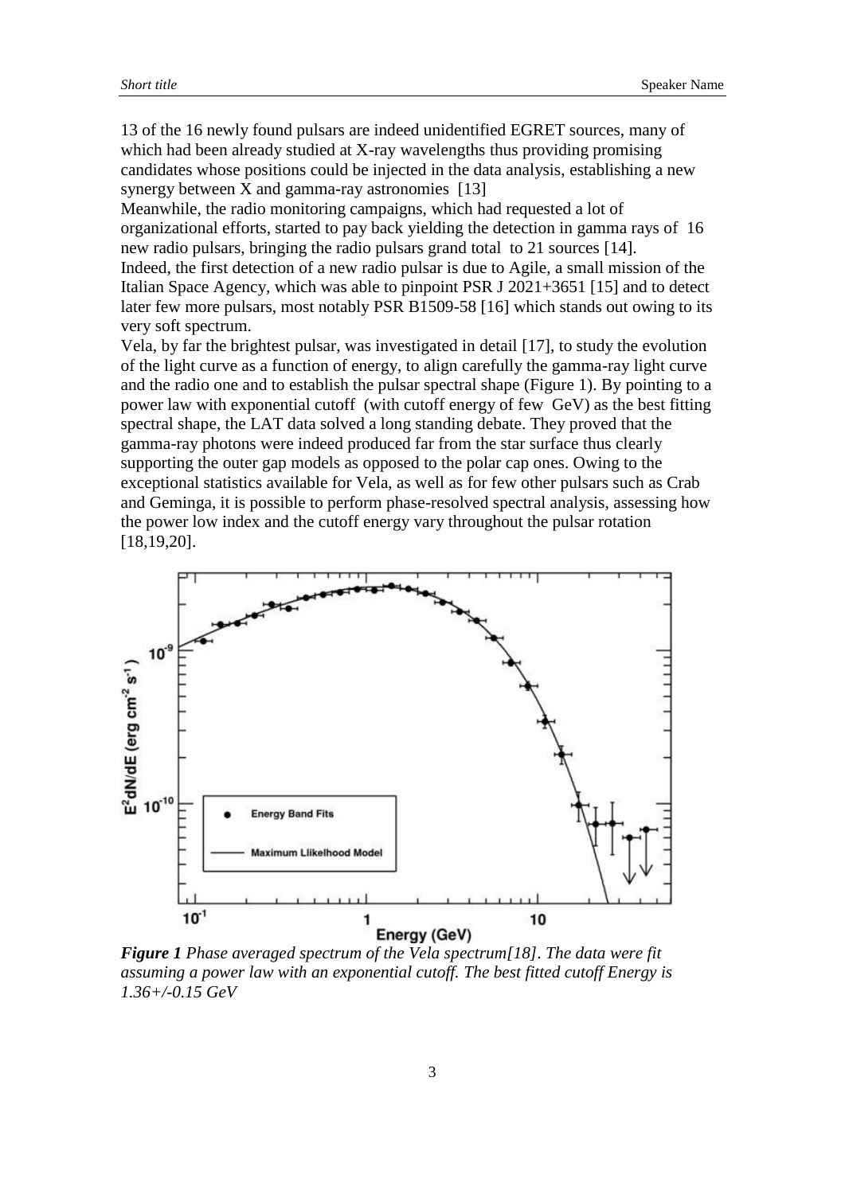13 of the 16 newly found pulsars are indeed unidentified EGRET sources, many of which had been already studied at X-ray wavelengths thus providing promising candidates whose positions could be injected in the data analysis, establishing a new synergy between X and gamma-ray astronomies [13]

Meanwhile, the radio monitoring campaigns, which had requested a lot of organizational efforts, started to pay back yielding the detection in gamma rays of 16 new radio pulsars, bringing the radio pulsars grand total to 21 sources [14].

Indeed, the first detection of a new radio pulsar is due to Agile, a small mission of the Italian Space Agency, which was able to pinpoint PSR J 2021+3651 [15] and to detect later few more pulsars, most notably PSR B1509-58 [16] which stands out owing to its very soft spectrum.

Vela, by far the brightest pulsar, was investigated in detail [17], to study the evolution of the light curve as a function of energy, to align carefully the gamma-ray light curve and the radio one and to establish the pulsar spectral shape (Figure 1). By pointing to a power law with exponential cutoff (with cutoff energy of few GeV) as the best fitting spectral shape, the LAT data solved a long standing debate. They proved that the gamma-ray photons were indeed produced far from the star surface thus clearly supporting the outer gap models as opposed to the polar cap ones. Owing to the exceptional statistics available for Vela, as well as for few other pulsars such as Crab and Geminga, it is possible to perform phase-resolved spectral analysis, assessing how the power low index and the cutoff energy vary throughout the pulsar rotation [18,19,20].

***Figure 1*** *Phase averaged spectrum of the Vela spectrum[18]. The data were fit assuming a power law with an exponential cutoff. The best fitted cutoff Energy is 1.36+/-0.15 GeV*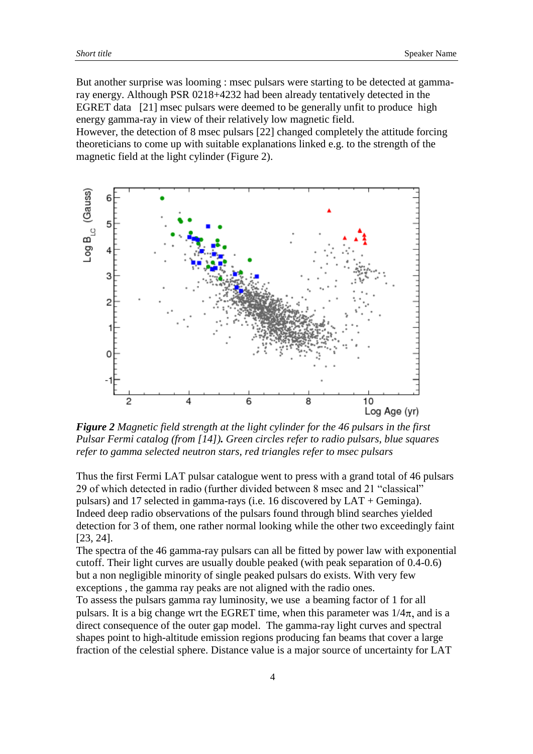But another surprise was looming : msec pulsars were starting to be detected at gamma-ray energy. Although PSR 0218+4232 had been already tentatively detected in the EGRET data [21] msec pulsars were deemed to be generally unfit to produce high energy gamma-ray in view of their relatively low magnetic field.
However, the detection of 8 msec pulsars [22] changed completely the attitude forcing theoreticians to come up with suitable explanations linked e.g. to the strength of the magnetic field at the light cylinder (Figure 2).

***Figure 2** Magnetic field strength at the light cylinder for the 46 pulsars in the first Pulsar Fermi catalog (from [14]**)**. Green circles refer to radio pulsars, blue squares refer to gamma selected neutron stars, red triangles refer to msec pulsars*

Thus the first Fermi LAT pulsar catalogue went to press with a grand total of 46 pulsars 29 of which detected in radio (further divided between 8 msec and 21 “classical” pulsars) and 17 selected in gamma-rays (i.e. 16 discovered by LAT + Geminga).
Indeed deep radio observations of the pulsars found through blind searches yielded detection for 3 of them, one rather normal looking while the other two exceedingly faint [23, 24].
The spectra of the 46 gamma-ray pulsars can all be fitted by power law with exponential cutoff. Their light curves are usually double peaked (with peak separation of 0.4-0.6) but a non negligible minority of single peaked pulsars do exists. With very few exceptions , the gamma ray peaks are not aligned with the radio ones.
To assess the pulsars gamma ray luminosity, we use a beaming factor of 1 for all pulsars. It is a big change wrt the EGRET time, when this parameter was $1/4\pi$, and is a direct consequence of the outer gap model. The gamma-ray light curves and spectral shapes point to high-altitude emission regions producing fan beams that cover a large fraction of the celestial sphere. Distance value is a major source of uncertainty for LAT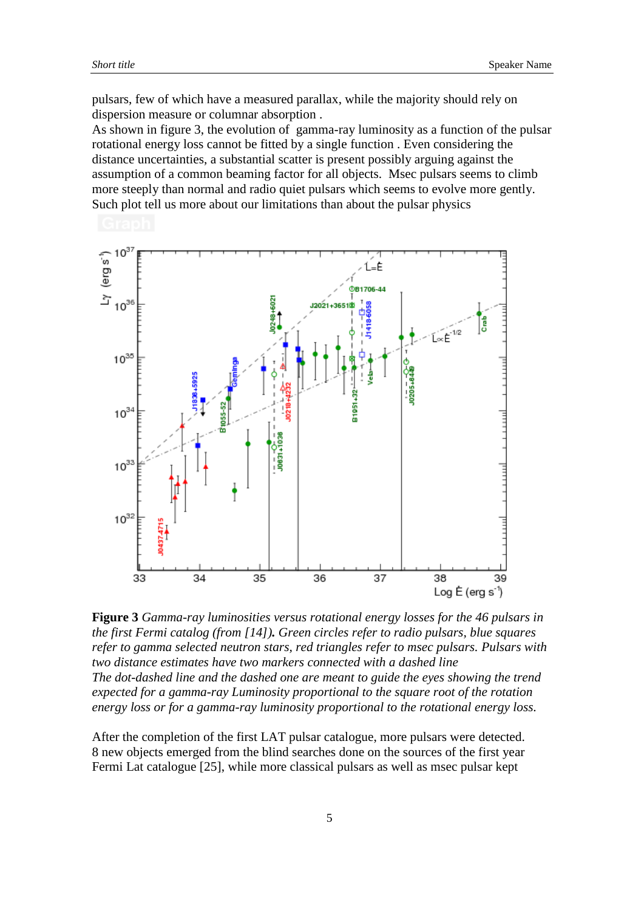pulsars, few of which have a measured parallax, while the majority should rely on dispersion measure or columnar absorption .

As shown in figure 3, the evolution of gamma-ray luminosity as a function of the pulsar rotational energy loss cannot be fitted by a single function . Even considering the distance uncertainties, a substantial scatter is present possibly arguing against the assumption of a common beaming factor for all objects. Msec pulsars seems to climb more steeply than normal and radio quiet pulsars which seems to evolve more gently. Such plot tell us more about our limitations than about the pulsar physics

**Figure 3** *Gamma-ray luminosities versus rotational energy losses for the 46 pulsars in the first Fermi catalog (from [14]). Green circles refer to radio pulsars, blue squares refer to gamma selected neutron stars, red triangles refer to msec pulsars. Pulsars with two distance estimates have two markers connected with a dashed line*

*The dot-dashed line and the dashed one are meant to guide the eyes showing the trend expected for a gamma-ray Luminosity proportional to the square root of the rotation energy loss or for a gamma-ray luminosity proportional to the rotational energy loss.*

After the completion of the first LAT pulsar catalogue, more pulsars were detected. 8 new objects emerged from the blind searches done on the sources of the first year Fermi Lat catalogue [25], while more classical pulsars as well as msec pulsar kept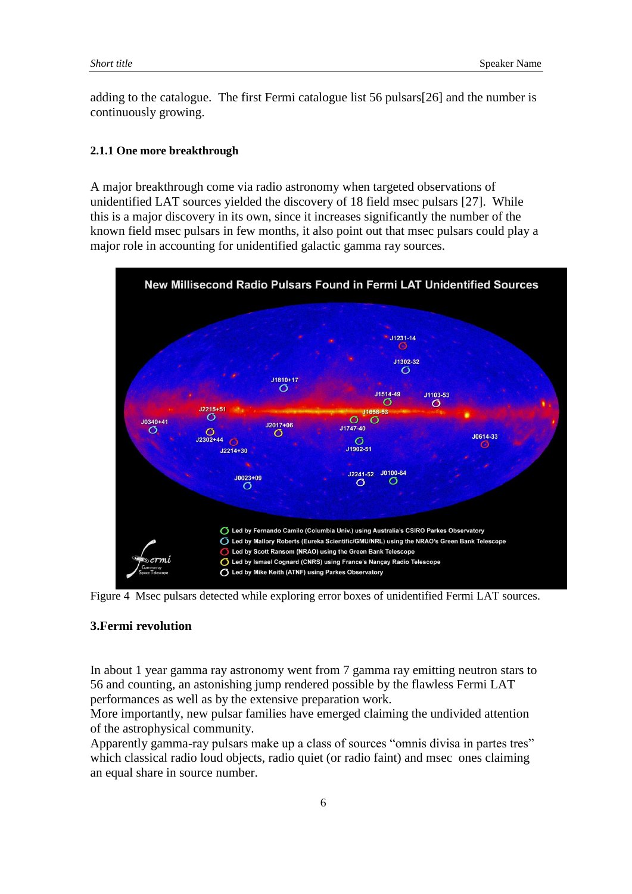adding to the catalogue. The first Fermi catalogue list 56 pulsars[26] and the number is continuously growing.

### 2.1.1 One more breakthrough

A major breakthrough come via radio astronomy when targeted observations of unidentified LAT sources yielded the discovery of 18 field msec pulsars [27]. While this is a major discovery in its own, since it increases significantly the number of the known field msec pulsars in few months, it also point out that msec pulsars could play a major role in accounting for unidentified galactic gamma ray sources.

Figure 4 Msec pulsars detected while exploring error boxes of unidentified Fermi LAT sources.

## 3.Fermi revolution

In about 1 year gamma ray astronomy went from 7 gamma ray emitting neutron stars to 56 and counting, an astonishing jump rendered possible by the flawless Fermi LAT performances as well as by the extensive preparation work.
More importantly, new pulsar families have emerged claiming the undivided attention of the astrophysical community.
Apparently gamma-ray pulsars make up a class of sources "omnis divisa in partes tres" which classical radio loud objects, radio quiet (or radio faint) and msec ones claiming an equal share in source number.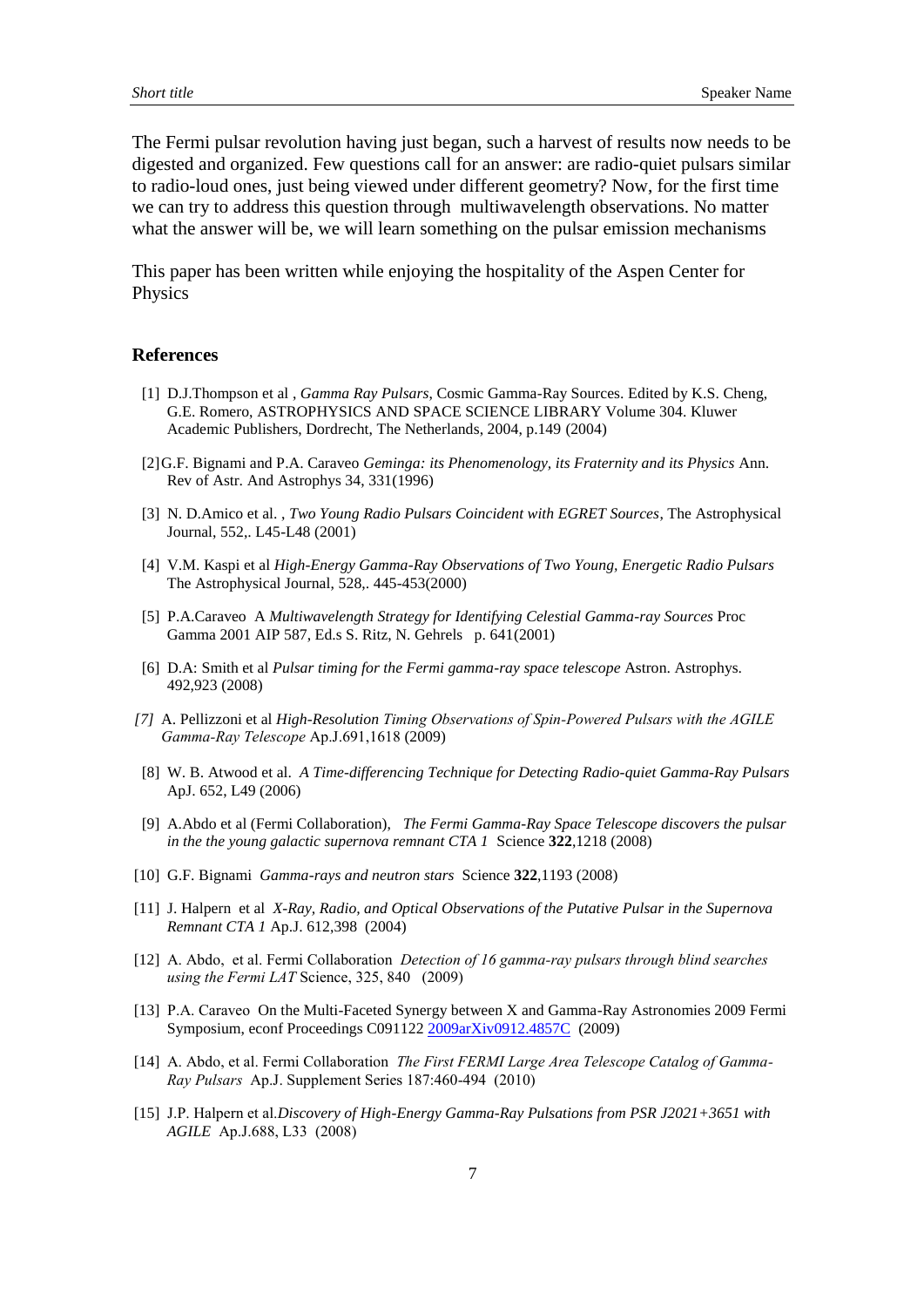The Fermi pulsar revolution having just began, such a harvest of results now needs to be digested and organized. Few questions call for an answer: are radio-quiet pulsars similar to radio-loud ones, just being viewed under different geometry? Now, for the first time we can try to address this question through multiwavelength observations. No matter what the answer will be, we will learn something on the pulsar emission mechanisms

This paper has been written while enjoying the hospitality of the Aspen Center for Physics

## References

[1] D.J.Thompson et al , *Gamma Ray Pulsars*, Cosmic Gamma-Ray Sources. Edited by K.S. Cheng, G.E. Romero, ASTROPHYSICS AND SPACE SCIENCE LIBRARY Volume 304. Kluwer Academic Publishers, Dordrecht, The Netherlands, 2004, p.149 (2004)

[2] G.F. Bignami and P.A. Caraveo *Geminga: its Phenomenology, its Fraternity and its Physics* Ann. Rev of Astr. And Astrophys 34, 331(1996)

[3] N. D.Amico et al. , *Two Young Radio Pulsars Coincident with EGRET Sources*, The Astrophysical Journal, 552,. L45-L48 (2001)

[4] V.M. Kaspi et al *High-Energy Gamma-Ray Observations of Two Young, Energetic Radio Pulsars* The Astrophysical Journal, 528,. 445-453(2000)

[5] P.A.Caraveo A *Multiwavelength Strategy for Identifying Celestial Gamma-ray Sources* Proc Gamma 2001 AIP 587, Ed.s S. Ritz, N. Gehrels p. 641(2001)

[6] D.A: Smith et al *Pulsar timing for the Fermi gamma-ray space telescope* Astron. Astrophys. 492,923 (2008)

*[7]* A. Pellizzoni et al *High-Resolution Timing Observations of Spin-Powered Pulsars with the AGILE Gamma-Ray Telescope* Ap.J.691,1618 (2009)

[8] W. B. Atwood et al. *A Time-differencing Technique for Detecting Radio-quiet Gamma-Ray Pulsars* ApJ. 652, L49 (2006)

[9] A.Abdo et al (Fermi Collaboration), *The Fermi Gamma-Ray Space Telescope discovers the pulsar in the the young galactic supernova remnant CTA 1* Science **322**,1218 (2008)

[10] G.F. Bignami *Gamma-rays and neutron stars* Science **322**,1193 (2008)

[11] J. Halpern et al *X-Ray, Radio, and Optical Observations of the Putative Pulsar in the Supernova Remnant CTA 1* Ap.J. 612,398 (2004)

[12] A. Abdo, et al. Fermi Collaboration *Detection of 16 gamma-ray pulsars through blind searches using the Fermi LAT* Science, 325, 840 (2009)

[13] P.A. Caraveo On the Multi-Faceted Synergy between X and Gamma-Ray Astronomies 2009 Fermi Symposium, econf Proceedings C091122 2009arXiv0912.4857C (2009)

[14] A. Abdo, et al. Fermi Collaboration *The First FERMI Large Area Telescope Catalog of Gamma-Ray Pulsars* Ap.J. Supplement Series 187:460-494 (2010)

[15] J.P. Halpern et al.*Discovery of High-Energy Gamma-Ray Pulsations from PSR J2021+3651 with AGILE* Ap.J.688, L33 (2008)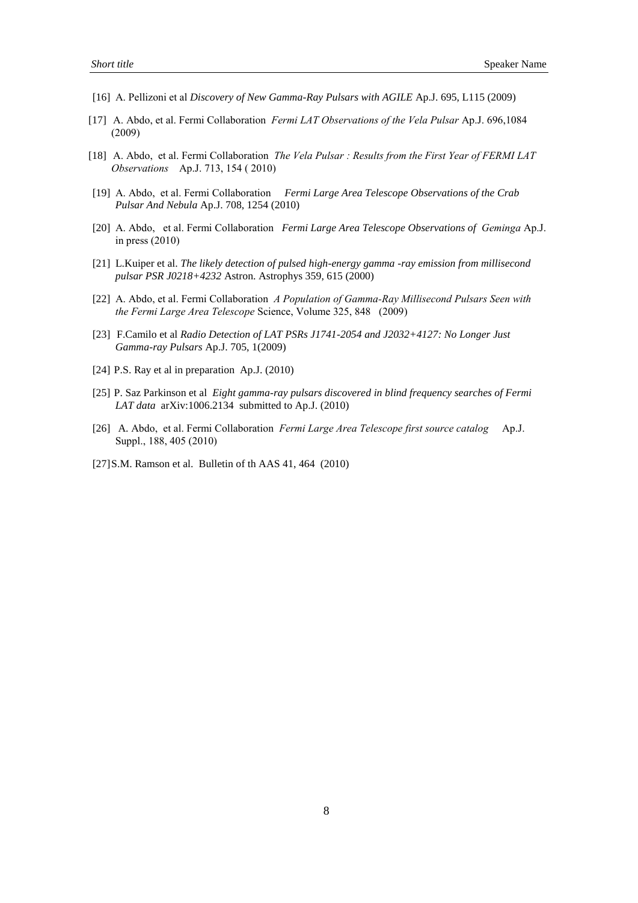[16] A. Pellizoni et al *Discovery of New Gamma-Ray Pulsars with AGILE* Ap.J. 695, L115 (2009)

[17] A. Abdo, et al. Fermi Collaboration *Fermi LAT Observations of the Vela Pulsar* Ap.J. 696,1084 (2009)

[18] A. Abdo, et al. Fermi Collaboration *The Vela Pulsar : Results from the First Year of FERMI LAT Observations* Ap.J. 713, 154 ( 2010)

[19] A. Abdo, et al. Fermi Collaboration *Fermi Large Area Telescope Observations of the Crab Pulsar And Nebula* Ap.J. 708, 1254 (2010)

[20] A. Abdo, et al. Fermi Collaboration *Fermi Large Area Telescope Observations of Geminga* Ap.J. in press (2010)

[21] L.Kuiper et al. *The likely detection of pulsed high-energy gamma -ray emission from millisecond pulsar PSR J0218+4232* Astron. Astrophys 359, 615 (2000)

[22] A. Abdo, et al. Fermi Collaboration *A Population of Gamma-Ray Millisecond Pulsars Seen with the Fermi Large Area Telescope* Science, Volume 325, 848 (2009)

[23] F.Camilo et al *Radio Detection of LAT PSRs J1741-2054 and J2032+4127: No Longer Just Gamma-ray Pulsars* Ap.J. 705, 1(2009)

[24] P.S. Ray et al in preparation Ap.J. (2010)

[25] P. Saz Parkinson et al *Eight gamma-ray pulsars discovered in blind frequency searches of Fermi LAT data* arXiv:1006.2134 submitted to Ap.J. (2010)

[26] A. Abdo, et al. Fermi Collaboration *Fermi Large Area Telescope first source catalog* Ap.J. Suppl., 188, 405 (2010)

[27] S.M. Ramson et al. Bulletin of th AAS 41, 464 (2010)